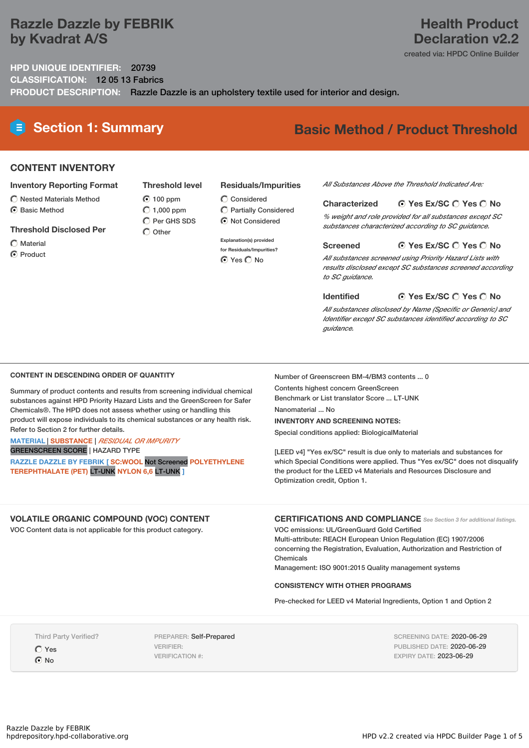# Razzle Dazzle by FEBRIK by Kvadrat A/S

**Health Product Declaration v2.2**

created via: HPDC Online Builder

**HPD UNIQUE IDENTIFIER:** 20739

**CLASSIFICATION:** 12 05 13 Fabrics

**PRODUCT DESCRIPTION:** Razzle Dazzle is an upholstery textile used for interior and design.

## Section 1: Summary

**Basic Method / Product Threshold**

### CONTENT INVENTORY

**Inventory Reporting Format**

- ○ Nested Materials Method
- ◉ Basic Method

**Threshold Disclosed Per**

- ○ Material
- ◉ Product

**Threshold level**

- ◉ 100 ppm
- ○ 1,000 ppm
- ○ Per GHS SDS
- ○ Other

**Residuals/Impurities**

- ○ Considered
- ○ Partially Considered
- ◉ Not Considered

Explanation(s) provided for Residuals/Impurities?

◉ Yes ○ No

*All Substances Above the Threshold Indicated Are:*

**Characterized** ◉ Yes Ex/SC ○ Yes ○ No

*% weight and role provided for all substances except SC substances characterized according to SC guidance.*

**Screened** ◉ Yes Ex/SC ○ Yes ○ No

*All substances screened using Priority Hazard Lists with results disclosed except SC substances screened according to SC guidance.*

**Identified** ◉ Yes Ex/SC ○ Yes ○ No

*All substances disclosed by Name (Specific or Generic) and Identifier except SC substances identified according to SC guidance.*

---

#### CONTENT IN DESCENDING ORDER OF QUANTITY

Summary of product contents and results from screening individual chemical substances against HPD Priority Hazard Lists and the GreenScreen for Safer Chemicals®. The HPD does not assess whether using or handling this product will expose individuals to its chemical substances or any health risk. Refer to Section 2 for further details.

MATERIAL | SUBSTANCE | *RESIDUAL OR IMPURITY*

GREENSCREEN SCORE | HAZARD TYPE

RAZZLE DAZZLE BY FEBRIK [ SC:WOOL Not Screened POLYETHYLENE TEREPHTHALATE (PET) LT-UNK NYLON 6,6 LT-UNK ]

Number of Greenscreen BM-4/BM3 contents ... 0

Contents highest concern GreenScreen Benchmark or List translator Score ... LT-UNK

Nanomaterial ... No

**INVENTORY AND SCREENING NOTES:**

Special conditions applied: BiologicalMaterial

[LEED v4] "Yes ex/SC" result is due only to materials and substances for which Special Conditions were applied. Thus "Yes ex/SC" does not disqualify the product for the LEED v4 Materials and Resources Disclosure and Optimization credit, Option 1.

### VOLATILE ORGANIC COMPOUND (VOC) CONTENT

VOC Content data is not applicable for this product category.

### CERTIFICATIONS AND COMPLIANCE

*See Section 3 for additional listings.*

VOC emissions: UL/GreenGuard Gold Certified

Multi-attribute: REACH European Union Regulation (EC) 1907/2006 concerning the Registration, Evaluation, Authorization and Restriction of Chemicals

Management: ISO 9001:2015 Quality management systems

#### CONSISTENCY WITH OTHER PROGRAMS

Pre-checked for LEED v4 Material Ingredients, Option 1 and Option 2

---

Third Party Verified?

- ○ Yes
- ◉ No

PREPARER: Self-Prepared

VERIFIER:

VERIFICATION #:

SCREENING DATE: 2020-06-29

PUBLISHED DATE: 2020-06-29

EXPIRY DATE: 2023-06-29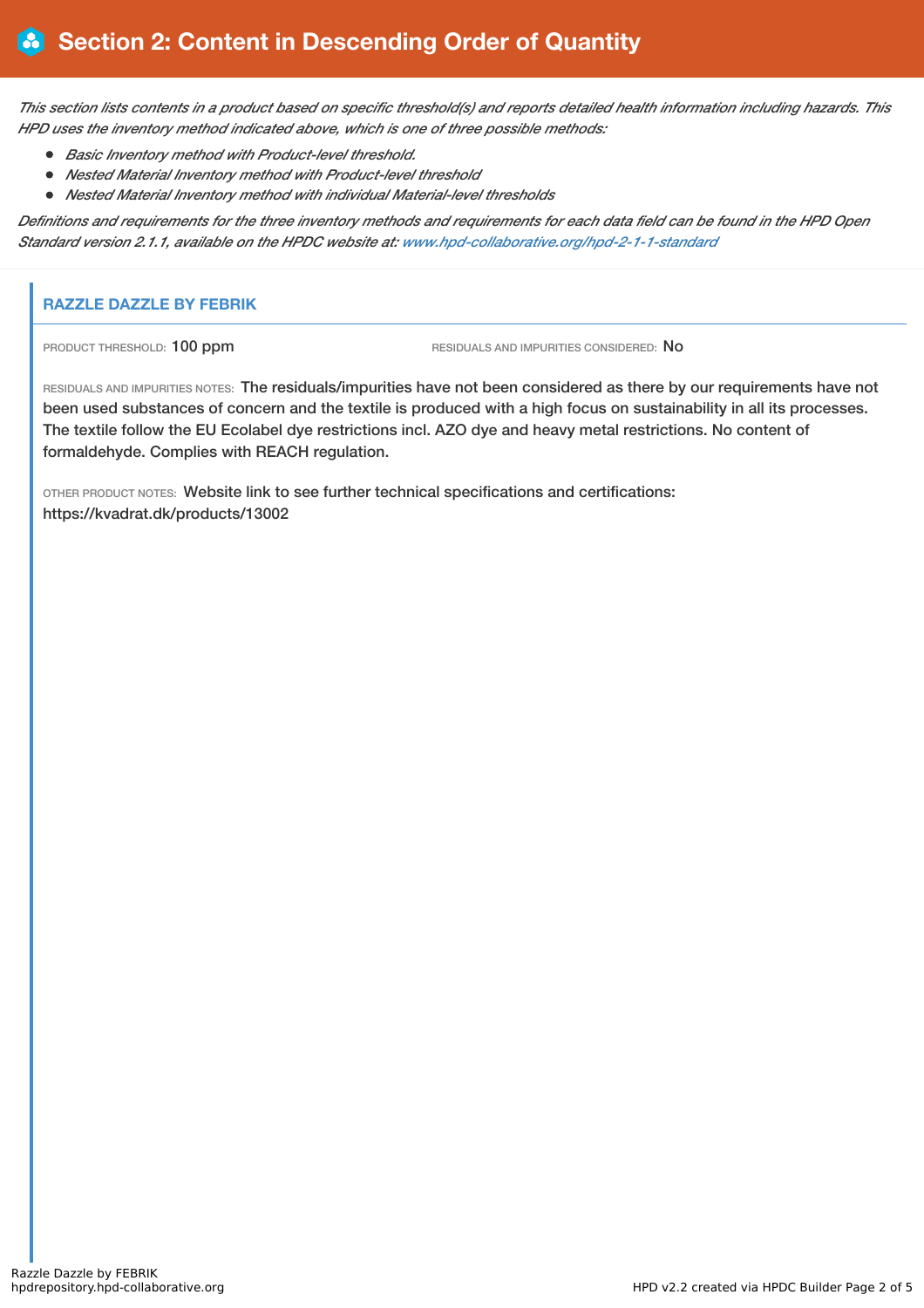# Section 2: Content in Descending Order of Quantity

*This section lists contents in a product based on specific threshold(s) and reports detailed health information including hazards. This HPD uses the inventory method indicated above, which is one of three possible methods:*

- *Basic Inventory method with Product-level threshold.*
- *Nested Material Inventory method with Product-level threshold*
- *Nested Material Inventory method with individual Material-level thresholds*

*Definitions and requirements for the three inventory methods and requirements for each data field can be found in the HPD Open Standard version 2.1.1, available on the HPDC website at: www.hpd-collaborative.org/hpd-2-1-1-standard*

## RAZZLE DAZZLE BY FEBRIK

PRODUCT THRESHOLD: 100 ppm

RESIDUALS AND IMPURITIES CONSIDERED: No

RESIDUALS AND IMPURITIES NOTES: The residuals/impurities have not been considered as there by our requirements have not been used substances of concern and the textile is produced with a high focus on sustainability in all its processes. The textile follow the EU Ecolabel dye restrictions incl. AZO dye and heavy metal restrictions. No content of formaldehyde. Complies with REACH regulation.

OTHER PRODUCT NOTES: Website link to see further technical specifications and certifications: https://kvadrat.dk/products/13002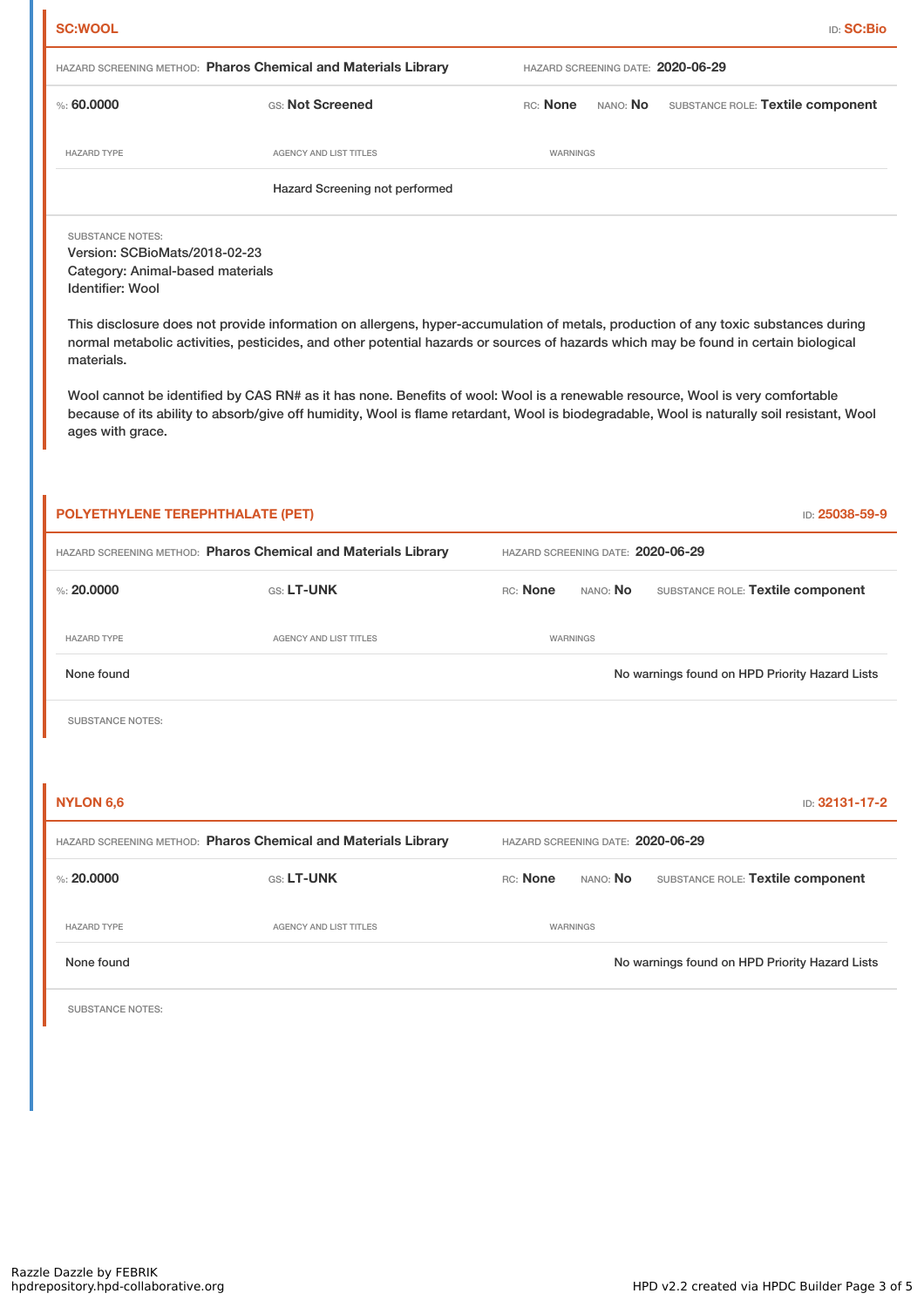## SC:WOOL

ID: **SC:Bio**

HAZARD SCREENING METHOD: **Pharos Chemical and Materials Library** HAZARD SCREENING DATE: **2020-06-29**

%: **60.0000** GS: **Not Screened** RC: **None** NANO: **No** SUBSTANCE ROLE: **Textile component**

| HAZARD TYPE | AGENCY AND LIST TITLES | WARNINGS |
| --- | --- | --- |
| | Hazard Screening not performed | |

SUBSTANCE NOTES:
Version: SCBioMats/2018-02-23
Category: Animal-based materials
Identifier: Wool

This disclosure does not provide information on allergens, hyper-accumulation of metals, production of any toxic substances during normal metabolic activities, pesticides, and other potential hazards or sources of hazards which may be found in certain biological materials.

Wool cannot be identified by CAS RN# as it has none. Benefits of wool: Wool is a renewable resource, Wool is very comfortable because of its ability to absorb/give off humidity, Wool is flame retardant, Wool is biodegradable, Wool is naturally soil resistant, Wool ages with grace.

## POLYETHYLENE TEREPHTHALATE (PET)

ID: **25038-59-9**

HAZARD SCREENING METHOD: **Pharos Chemical and Materials Library** HAZARD SCREENING DATE: **2020-06-29**

%: **20.0000** GS: **LT-UNK** RC: **None** NANO: **No** SUBSTANCE ROLE: **Textile component**

| HAZARD TYPE | AGENCY AND LIST TITLES | WARNINGS |
| --- | --- | --- |
| None found | | No warnings found on HPD Priority Hazard Lists |

SUBSTANCE NOTES:

## NYLON 6,6

ID: **32131-17-2**

HAZARD SCREENING METHOD: **Pharos Chemical and Materials Library** HAZARD SCREENING DATE: **2020-06-29**

%: **20.0000** GS: **LT-UNK** RC: **None** NANO: **No** SUBSTANCE ROLE: **Textile component**

| HAZARD TYPE | AGENCY AND LIST TITLES | WARNINGS |
| --- | --- | --- |
| None found | | No warnings found on HPD Priority Hazard Lists |

SUBSTANCE NOTES: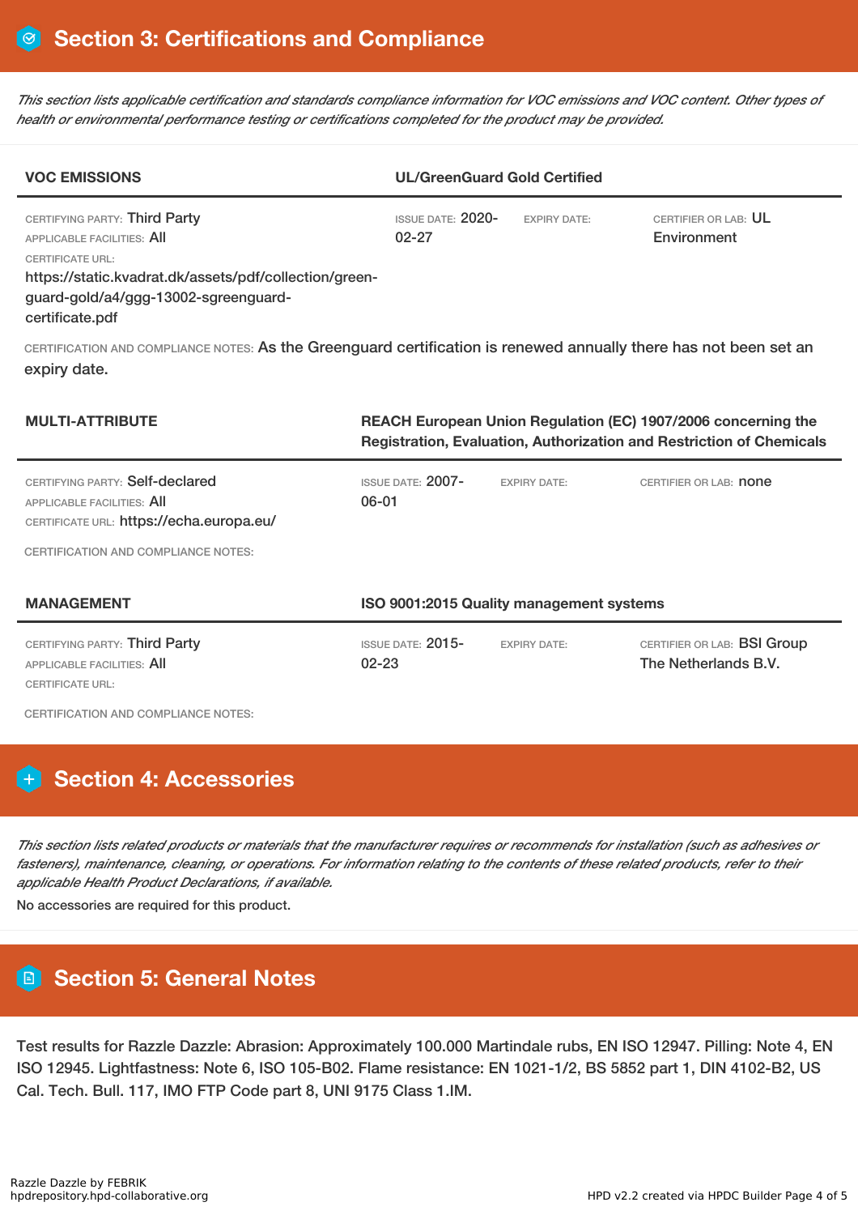## Section 3: Certifications and Compliance

*This section lists applicable certification and standards compliance information for VOC emissions and VOC content. Other types of health or environmental performance testing or certifications completed for the product may be provided.*

| VOC EMISSIONS | UL/GreenGuard Gold Certified | | |
|---|---|---|---|
| CERTIFYING PARTY: Third Party<br>APPLICABLE FACILITIES: All<br>CERTIFICATE URL:<br>https://static.kvadrat.dk/assets/pdf/collection/green-guard-gold/a4/ggg-13002-sgreenguard-certificate.pdf | ISSUE DATE: 2020-02-27 | EXPIRY DATE: | CERTIFIER OR LAB: UL Environment |

CERTIFICATION AND COMPLIANCE NOTES: As the Greenguard certification is renewed annually there has not been set an expiry date.

| MULTI-ATTRIBUTE | REACH European Union Regulation (EC) 1907/2006 concerning the Registration, Evaluation, Authorization and Restriction of Chemicals | | |
|---|---|---|---|
| CERTIFYING PARTY: Self-declared<br>APPLICABLE FACILITIES: All<br>CERTIFICATE URL: https://echa.europa.eu/ | ISSUE DATE: 2007-06-01 | EXPIRY DATE: | CERTIFIER OR LAB: none |

CERTIFICATION AND COMPLIANCE NOTES:

| MANAGEMENT | ISO 9001:2015 Quality management systems | | |
|---|---|---|---|
| CERTIFYING PARTY: Third Party<br>APPLICABLE FACILITIES: All<br>CERTIFICATE URL: | ISSUE DATE: 2015-02-23 | EXPIRY DATE: | CERTIFIER OR LAB: BSI Group The Netherlands B.V. |

CERTIFICATION AND COMPLIANCE NOTES:

## Section 4: Accessories

*This section lists related products or materials that the manufacturer requires or recommends for installation (such as adhesives or fasteners), maintenance, cleaning, or operations. For information relating to the contents of these related products, refer to their applicable Health Product Declarations, if available.*

No accessories are required for this product.

## Section 5: General Notes

Test results for Razzle Dazzle: Abrasion: Approximately 100.000 Martindale rubs, EN ISO 12947. Pilling: Note 4, EN ISO 12945. Lightfastness: Note 6, ISO 105-B02. Flame resistance: EN 1021-1/2, BS 5852 part 1, DIN 4102-B2, US Cal. Tech. Bull. 117, IMO FTP Code part 8, UNI 9175 Class 1.IM.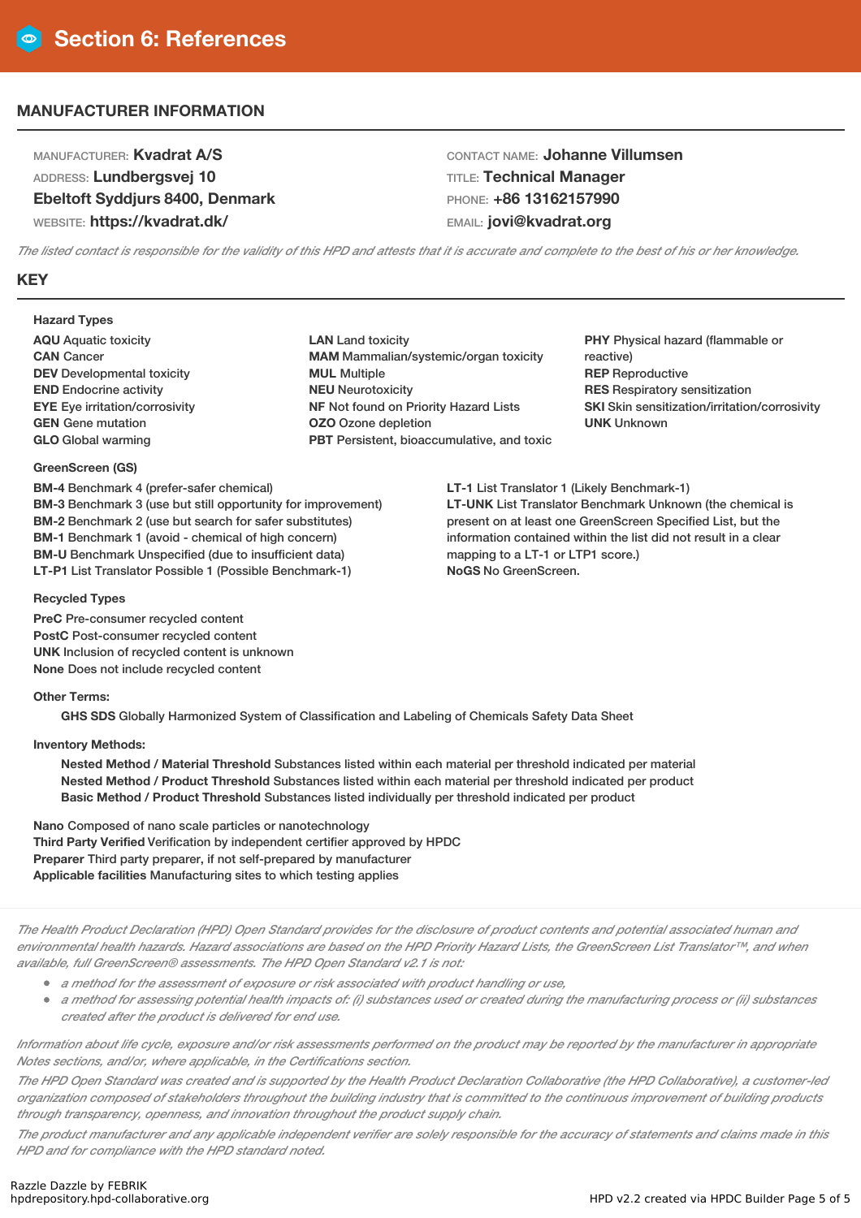# Section 6: References

## MANUFACTURER INFORMATION

MANUFACTURER: **Kvadrat A/S**
ADDRESS: **Lundbergsvej 10**
**Ebeltoft Syddjurs 8400, Denmark**
WEBSITE: **https://kvadrat.dk/**

CONTACT NAME: **Johanne Villumsen**
TITLE: **Technical Manager**
PHONE: **+86 13162157990**
EMAIL: **jovi@kvadrat.org**

*The listed contact is responsible for the validity of this HPD and attests that it is accurate and complete to the best of his or her knowledge.*

## KEY

**Hazard Types**

**AQU** Aquatic toxicity
**CAN** Cancer
**DEV** Developmental toxicity
**END** Endocrine activity
**EYE** Eye irritation/corrosivity
**GEN** Gene mutation
**GLO** Global warming
**LAN** Land toxicity
**MAM** Mammalian/systemic/organ toxicity
**MUL** Multiple
**NEU** Neurotoxicity
**NF** Not found on Priority Hazard Lists
**OZO** Ozone depletion
**PBT** Persistent, bioaccumulative, and toxic
**PHY** Physical hazard (flammable or reactive)
**REP** Reproductive
**RES** Respiratory sensitization
**SKI** Skin sensitization/irritation/corrosivity
**UNK** Unknown

**GreenScreen (GS)**

**BM-4** Benchmark 4 (prefer-safer chemical)
**BM-3** Benchmark 3 (use but still opportunity for improvement)
**BM-2** Benchmark 2 (use but search for safer substitutes)
**BM-1** Benchmark 1 (avoid - chemical of high concern)
**BM-U** Benchmark Unspecified (due to insufficient data)
**LT-P1** List Translator Possible 1 (Possible Benchmark-1)
**LT-1** List Translator 1 (Likely Benchmark-1)
**LT-UNK** List Translator Benchmark Unknown (the chemical is present on at least one GreenScreen Specified List, but the information contained within the list did not result in a clear mapping to a LT-1 or LTP1 score.)
**NoGS** No GreenScreen.

**Recycled Types**

**PreC** Pre-consumer recycled content
**PostC** Post-consumer recycled content
**UNK** Inclusion of recycled content is unknown
**None** Does not include recycled content

**Other Terms:**

**GHS SDS** Globally Harmonized System of Classification and Labeling of Chemicals Safety Data Sheet

**Inventory Methods:**

**Nested Method / Material Threshold** Substances listed within each material per threshold indicated per material
**Nested Method / Product Threshold** Substances listed within each material per threshold indicated per product
**Basic Method / Product Threshold** Substances listed individually per threshold indicated per product

**Nano** Composed of nano scale particles or nanotechnology
**Third Party Verified** Verification by independent certifier approved by HPDC
**Preparer** Third party preparer, if not self-prepared by manufacturer
**Applicable facilities** Manufacturing sites to which testing applies

*The Health Product Declaration (HPD) Open Standard provides for the disclosure of product contents and potential associated human and environmental health hazards. Hazard associations are based on the HPD Priority Hazard Lists, the GreenScreen List Translator™, and when available, full GreenScreen® assessments. The HPD Open Standard v2.1 is not:*

- *a method for the assessment of exposure or risk associated with product handling or use,*
- *a method for assessing potential health impacts of: (i) substances used or created during the manufacturing process or (ii) substances created after the product is delivered for end use.*

*Information about life cycle, exposure and/or risk assessments performed on the product may be reported by the manufacturer in appropriate Notes sections, and/or, where applicable, in the Certifications section.*

*The HPD Open Standard was created and is supported by the Health Product Declaration Collaborative (the HPD Collaborative), a customer-led organization composed of stakeholders throughout the building industry that is committed to the continuous improvement of building products through transparency, openness, and innovation throughout the product supply chain.*

*The product manufacturer and any applicable independent verifier are solely responsible for the accuracy of statements and claims made in this HPD and for compliance with the HPD standard noted.*